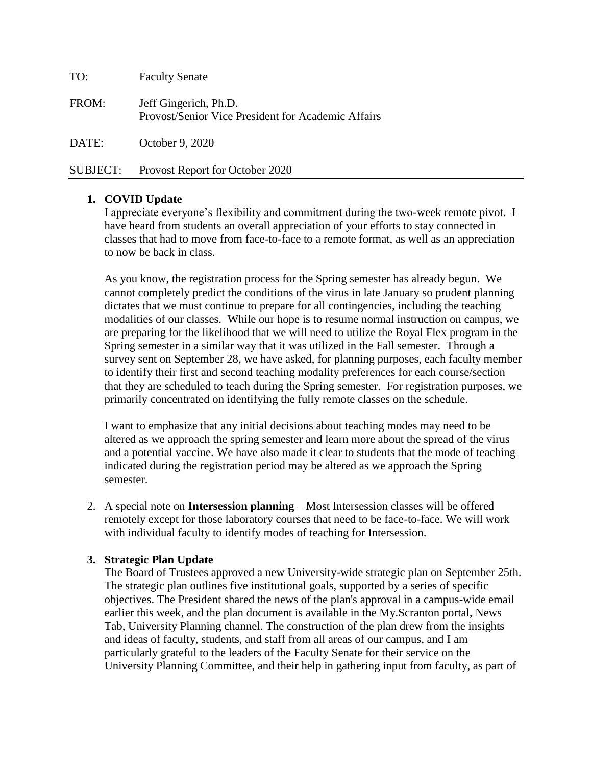TO: Faculty Senate

FROM: Jeff Gingerich, Ph.D.
Provost/Senior Vice President for Academic Affairs

DATE: October 9, 2020

SUBJECT: Provost Report for October 2020

---

1. **COVID Update**

   I appreciate everyone's flexibility and commitment during the two-week remote pivot. I have heard from students an overall appreciation of your efforts to stay connected in classes that had to move from face-to-face to a remote format, as well as an appreciation to now be back in class.

   As you know, the registration process for the Spring semester has already begun. We cannot completely predict the conditions of the virus in late January so prudent planning dictates that we must continue to prepare for all contingencies, including the teaching modalities of our classes. While our hope is to resume normal instruction on campus, we are preparing for the likelihood that we will need to utilize the Royal Flex program in the Spring semester in a similar way that it was utilized in the Fall semester. Through a survey sent on September 28, we have asked, for planning purposes, each faculty member to identify their first and second teaching modality preferences for each course/section that they are scheduled to teach during the Spring semester. For registration purposes, we primarily concentrated on identifying the fully remote classes on the schedule.

   I want to emphasize that any initial decisions about teaching modes may need to be altered as we approach the spring semester and learn more about the spread of the virus and a potential vaccine. We have also made it clear to students that the mode of teaching indicated during the registration period may be altered as we approach the Spring semester.

2. A special note on **Intersession planning** – Most Intersession classes will be offered remotely except for those laboratory courses that need to be face-to-face. We will work with individual faculty to identify modes of teaching for Intersession.

3. **Strategic Plan Update**

   The Board of Trustees approved a new University-wide strategic plan on September 25th. The strategic plan outlines five institutional goals, supported by a series of specific objectives. The President shared the news of the plan's approval in a campus-wide email earlier this week, and the plan document is available in the My.Scranton portal, News Tab, University Planning channel. The construction of the plan drew from the insights and ideas of faculty, students, and staff from all areas of our campus, and I am particularly grateful to the leaders of the Faculty Senate for their service on the University Planning Committee, and their help in gathering input from faculty, as part of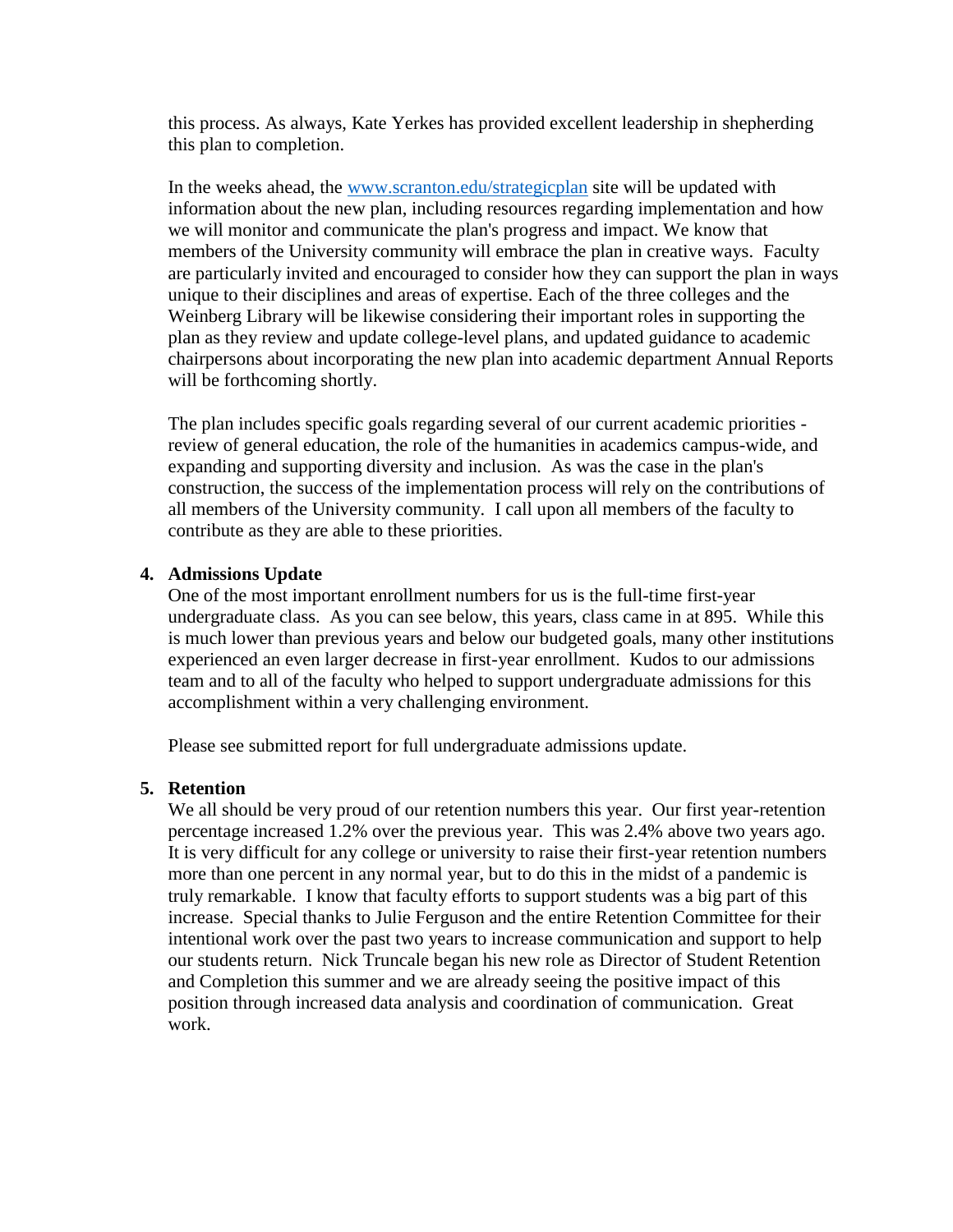this process. As always, Kate Yerkes has provided excellent leadership in shepherding this plan to completion.

In the weeks ahead, the [www.scranton.edu/strategicplan](http://www.scranton.edu/strategicplan) site will be updated with information about the new plan, including resources regarding implementation and how we will monitor and communicate the plan's progress and impact. We know that members of the University community will embrace the plan in creative ways. Faculty are particularly invited and encouraged to consider how they can support the plan in ways unique to their disciplines and areas of expertise. Each of the three colleges and the Weinberg Library will be likewise considering their important roles in supporting the plan as they review and update college-level plans, and updated guidance to academic chairpersons about incorporating the new plan into academic department Annual Reports will be forthcoming shortly.

The plan includes specific goals regarding several of our current academic priorities - review of general education, the role of the humanities in academics campus-wide, and expanding and supporting diversity and inclusion. As was the case in the plan's construction, the success of the implementation process will rely on the contributions of all members of the University community. I call upon all members of the faculty to contribute as they are able to these priorities.

4. **Admissions Update**

   One of the most important enrollment numbers for us is the full-time first-year undergraduate class. As you can see below, this years, class came in at 895. While this is much lower than previous years and below our budgeted goals, many other institutions experienced an even larger decrease in first-year enrollment. Kudos to our admissions team and to all of the faculty who helped to support undergraduate admissions for this accomplishment within a very challenging environment.

   Please see submitted report for full undergraduate admissions update.

5. **Retention**

   We all should be very proud of our retention numbers this year. Our first year-retention percentage increased 1.2% over the previous year. This was 2.4% above two years ago. It is very difficult for any college or university to raise their first-year retention numbers more than one percent in any normal year, but to do this in the midst of a pandemic is truly remarkable. I know that faculty efforts to support students was a big part of this increase. Special thanks to Julie Ferguson and the entire Retention Committee for their intentional work over the past two years to increase communication and support to help our students return. Nick Truncale began his new role as Director of Student Retention and Completion this summer and we are already seeing the positive impact of this position through increased data analysis and coordination of communication. Great work.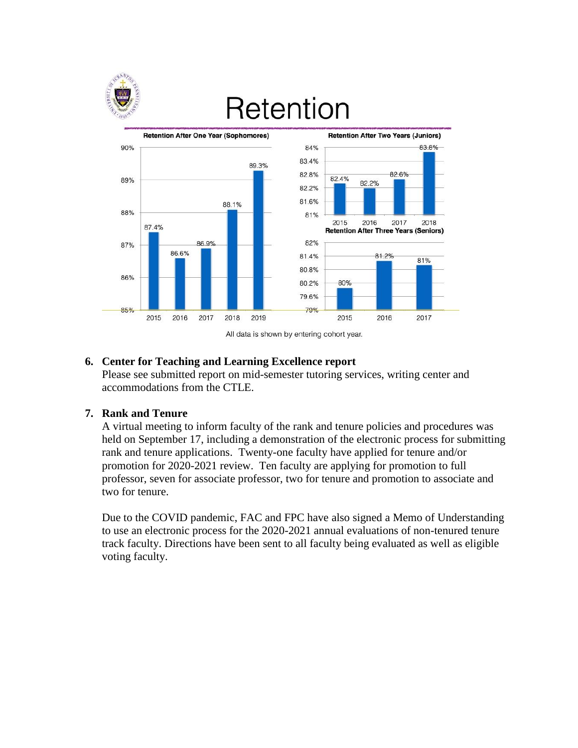# Retention

**Retention After One Year (Sophomores)**

| Cohort | Retention |
|---|---|
| 2015 | 87.4% |
| 2016 | 86.6% |
| 2017 | 86.9% |
| 2018 | 88.1% |
| 2019 | 89.3% |

**Retention After Two Years (Juniors)**

| Cohort | Retention |
|---|---|
| 2015 | 82.4% |
| 2016 | 82.2% |
| 2017 | 82.6% |
| 2018 | 83.8% |

**Retention After Three Years (Seniors)**

| Cohort | Retention |
|---|---|
| 2015 | 80% |
| 2016 | 81.2% |
| 2017 | 81% |

All data is shown by entering cohort year.

**6. Center for Teaching and Learning Excellence report**

Please see submitted report on mid-semester tutoring services, writing center and accommodations from the CTLE.

**7. Rank and Tenure**

A virtual meeting to inform faculty of the rank and tenure policies and procedures was held on September 17, including a demonstration of the electronic process for submitting rank and tenure applications. Twenty-one faculty have applied for tenure and/or promotion for 2020-2021 review. Ten faculty are applying for promotion to full professor, seven for associate professor, two for tenure and promotion to associate and two for tenure.

Due to the COVID pandemic, FAC and FPC have also signed a Memo of Understanding to use an electronic process for the 2020-2021 annual evaluations of non-tenured tenure track faculty. Directions have been sent to all faculty being evaluated as well as eligible voting faculty.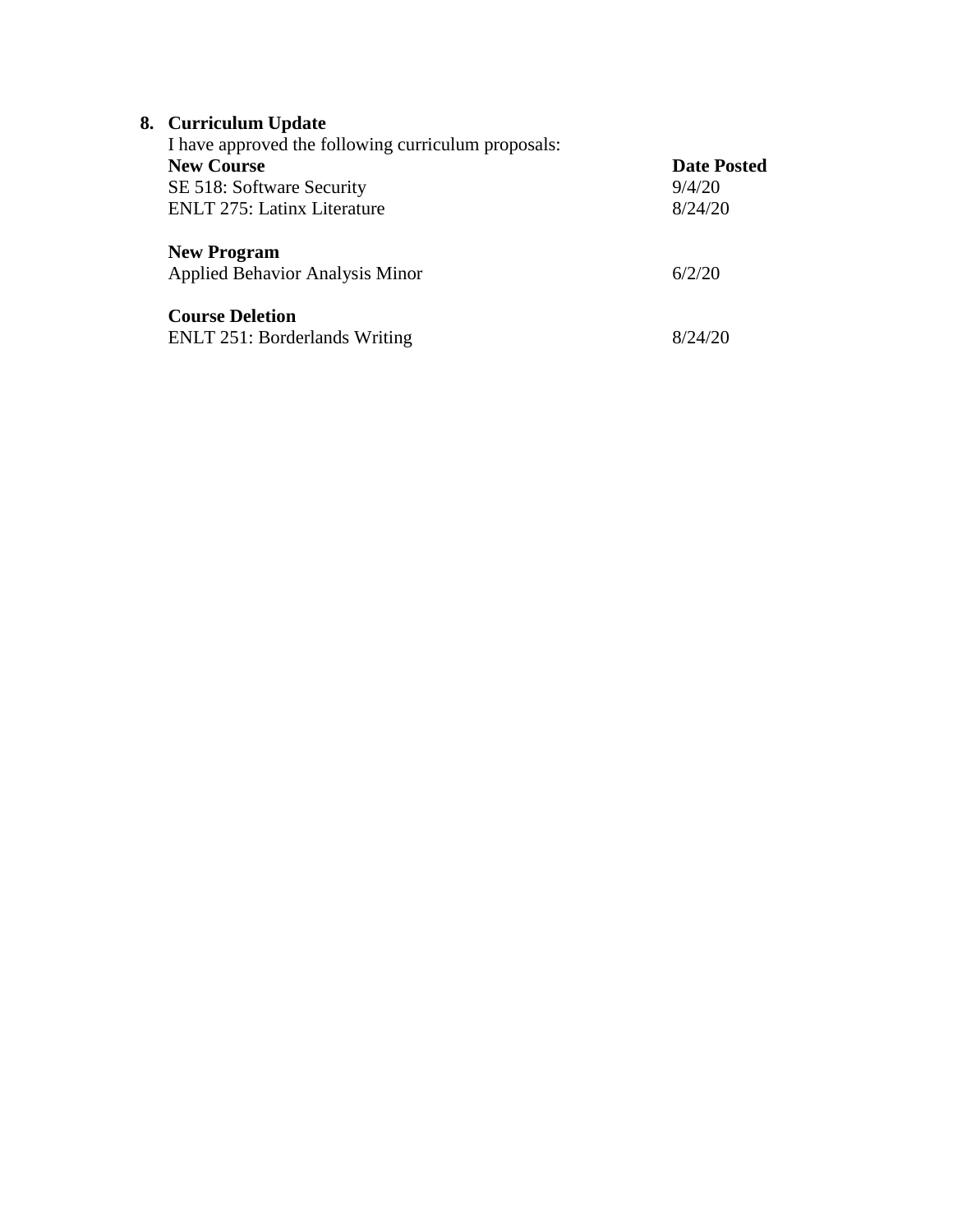8. **Curriculum Update**

I have approved the following curriculum proposals:

| **New Course** | **Date Posted** |
|---|---|
| SE 518: Software Security | 9/4/20 |
| ENLT 275: Latinx Literature | 8/24/20 |
| | |
| **New Program** | |
| Applied Behavior Analysis Minor | 6/2/20 |
| | |
| **Course Deletion** | |
| ENLT 251: Borderlands Writing | 8/24/20 |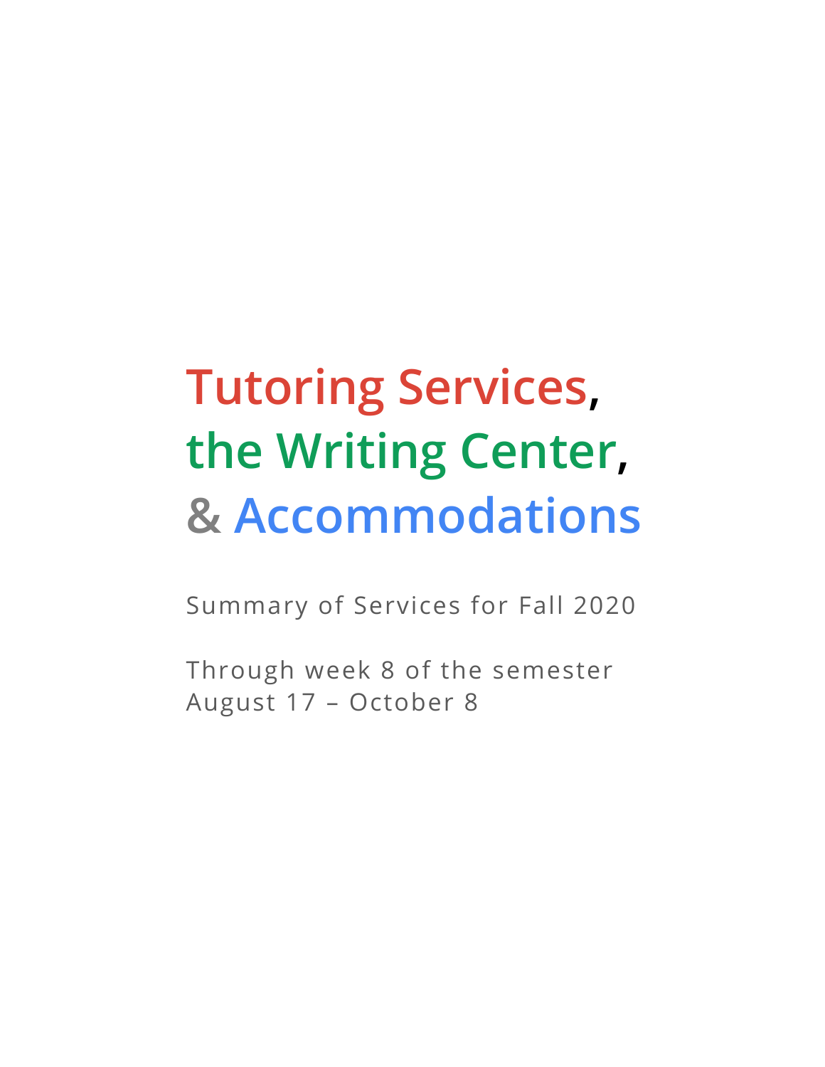# Tutoring Services, the Writing Center, & Accommodations

Summary of Services for Fall 2020

Through week 8 of the semester
August 17 – October 8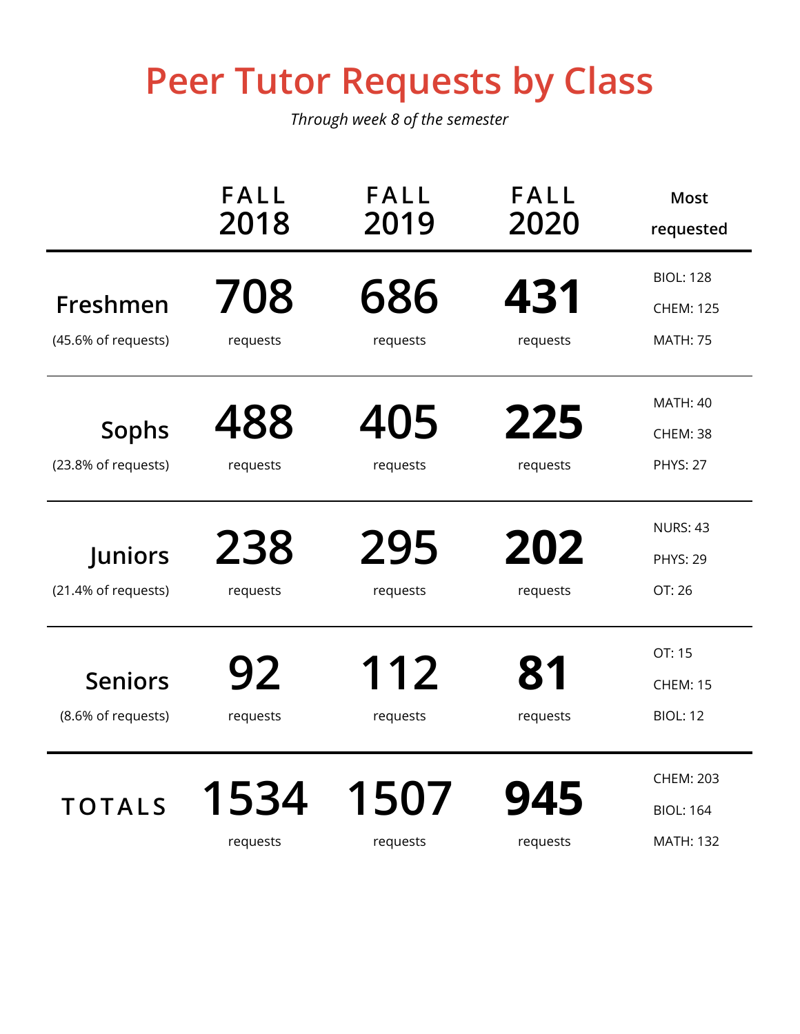# Peer Tutor Requests by Class

*Through week 8 of the semester*

| | FALL 2018 | FALL 2019 | FALL 2020 | Most requested |
|---|---|---|---|---|
| **Freshmen** (45.6% of requests) | **708** requests | **686** requests | **431** requests | BIOL: 128<br>CHEM: 125<br>MATH: 75 |
| **Sophs** (23.8% of requests) | **488** requests | **405** requests | **225** requests | MATH: 40<br>CHEM: 38<br>PHYS: 27 |
| **Juniors** (21.4% of requests) | **238** requests | **295** requests | **202** requests | NURS: 43<br>PHYS: 29<br>OT: 26 |
| **Seniors** (8.6% of requests) | **92** requests | **112** requests | **81** requests | OT: 15<br>CHEM: 15<br>BIOL: 12 |
| **TOTALS** | **1534** requests | **1507** requests | **945** requests | CHEM: 203<br>BIOL: 164<br>MATH: 132 |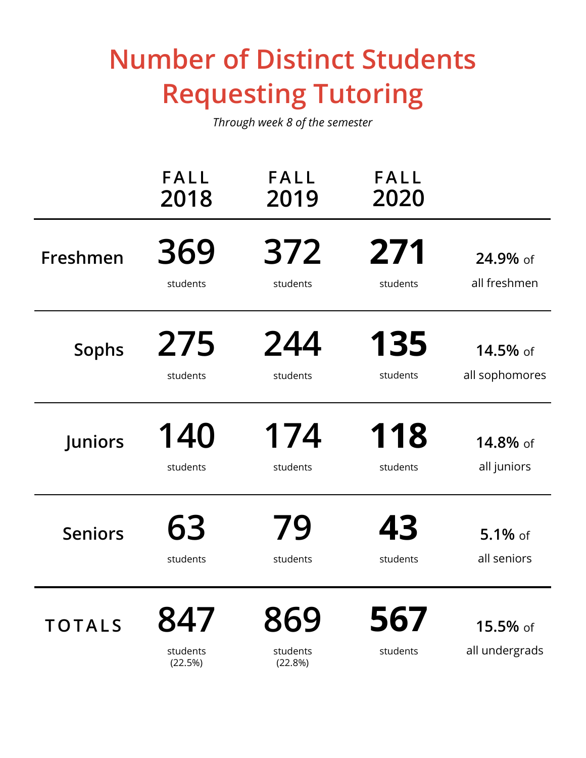# Number of Distinct Students Requesting Tutoring

*Through week 8 of the semester*

| | FALL 2018 | FALL 2019 | FALL 2020 | |
|---|---|---|---|---|
| Freshmen | **369** students | **372** students | **271** students | **24.9%** of all freshmen |
| Sophs | **275** students | **244** students | **135** students | **14.5%** of all sophomores |
| Juniors | **140** students | **174** students | **118** students | **14.8%** of all juniors |
| Seniors | **63** students | **79** students | **43** students | **5.1%** of all seniors |
| TOTALS | **847** students (22.5%) | **869** students (22.8%) | **567** students | **15.5%** of all undergrads |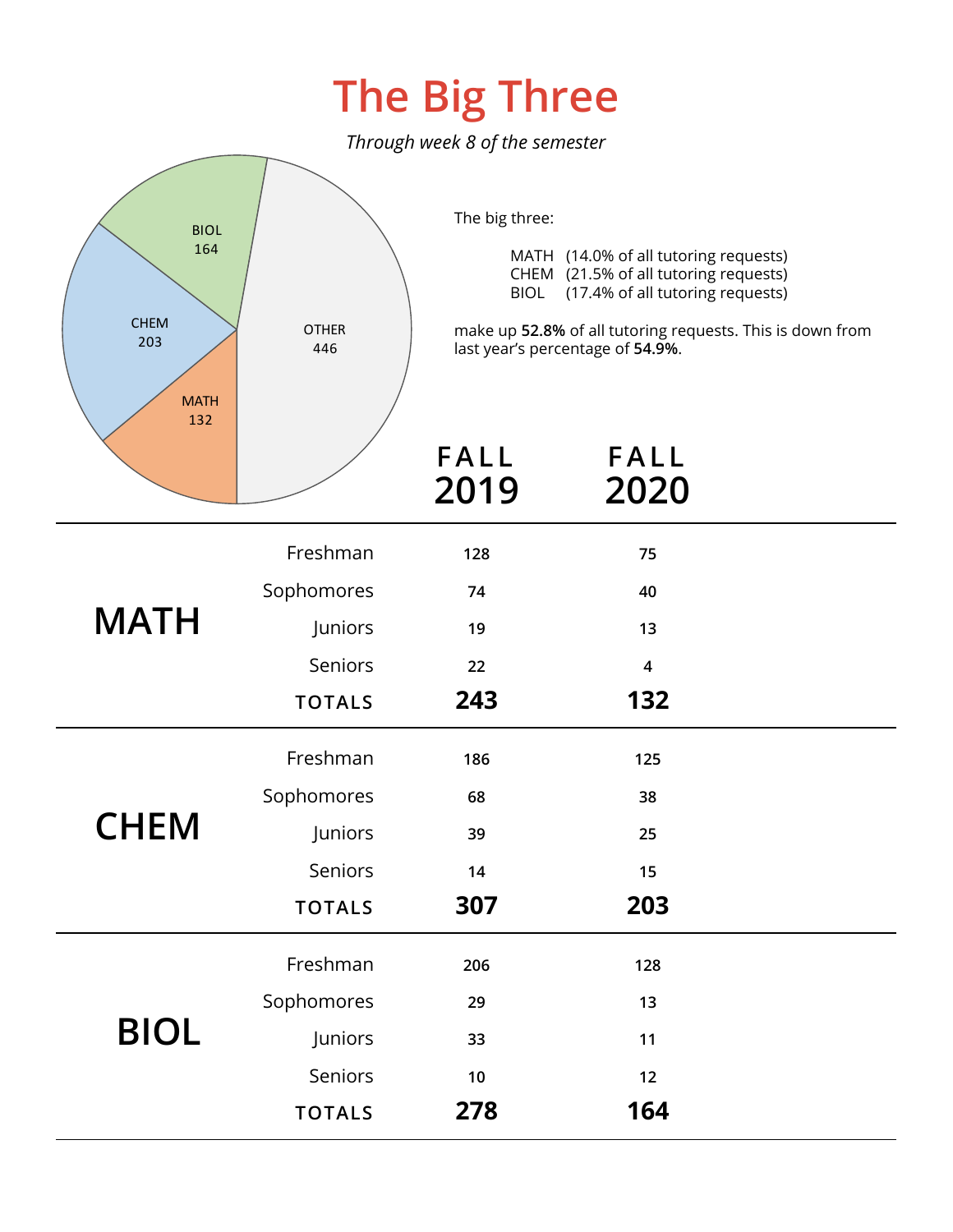# The Big Three

*Through week 8 of the semester*

BIOL 164

CHEM 203

MATH 132

OTHER 446

The big three:

MATH (14.0% of all tutoring requests)
CHEM (21.5% of all tutoring requests)
BIOL (17.4% of all tutoring requests)

make up **52.8%** of all tutoring requests. This is down from last year's percentage of **54.9%**.

| | | FALL 2019 | FALL 2020 |
|---|---|---|---|
| **MATH** | Freshman | 128 | 75 |
| | Sophomores | 74 | 40 |
| | Juniors | 19 | 13 |
| | Seniors | 22 | 4 |
| | **TOTALS** | **243** | **132** |
| **CHEM** | Freshman | 186 | 125 |
| | Sophomores | 68 | 38 |
| | Juniors | 39 | 25 |
| | Seniors | 14 | 15 |
| | **TOTALS** | **307** | **203** |
| **BIOL** | Freshman | 206 | 128 |
| | Sophomores | 29 | 13 |
| | Juniors | 33 | 11 |
| | Seniors | 10 | 12 |
| | **TOTALS** | **278** | **164** |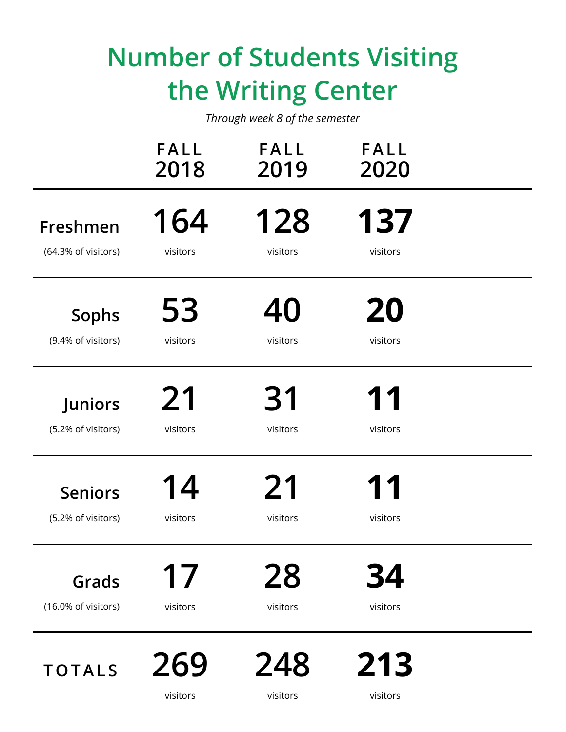# Number of Students Visiting the Writing Center

*Through week 8 of the semester*

| | FALL 2018 | FALL 2019 | FALL 2020 |
|---|---|---|---|
| **Freshmen** (64.3% of visitors) | **164** visitors | **128** visitors | **137** visitors |
| **Sophs** (9.4% of visitors) | **53** visitors | **40** visitors | **20** visitors |
| **Juniors** (5.2% of visitors) | **21** visitors | **31** visitors | **11** visitors |
| **Seniors** (5.2% of visitors) | **14** visitors | **21** visitors | **11** visitors |
| **Grads** (16.0% of visitors) | **17** visitors | **28** visitors | **34** visitors |
| **TOTALS** | **269** visitors | **248** visitors | **213** visitors |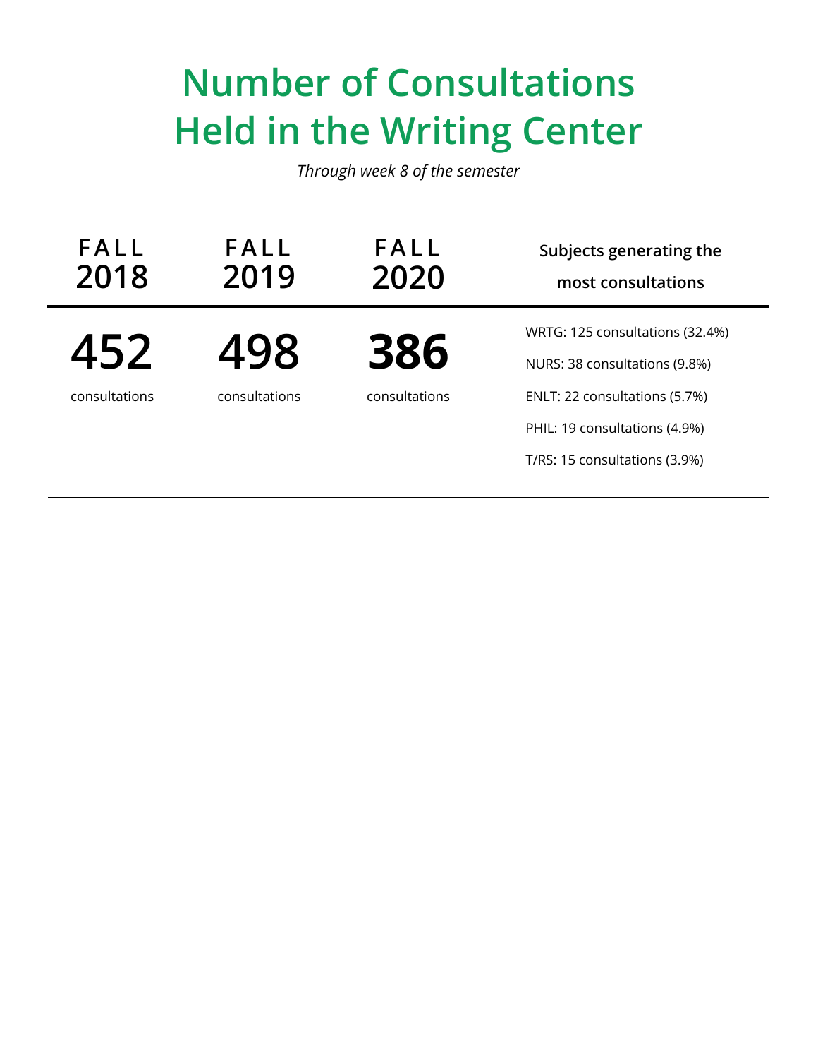# Number of Consultations Held in the Writing Center

*Through week 8 of the semester*

| FALL 2018 | FALL 2019 | FALL 2020 | Subjects generating the most consultations |
|---|---|---|---|
| **452** consultations | **498** consultations | **386** consultations | WRTG: 125 consultations (32.4%)<br>NURS: 38 consultations (9.8%)<br>ENLT: 22 consultations (5.7%)<br>PHIL: 19 consultations (4.9%)<br>T/RS: 15 consultations (3.9%) |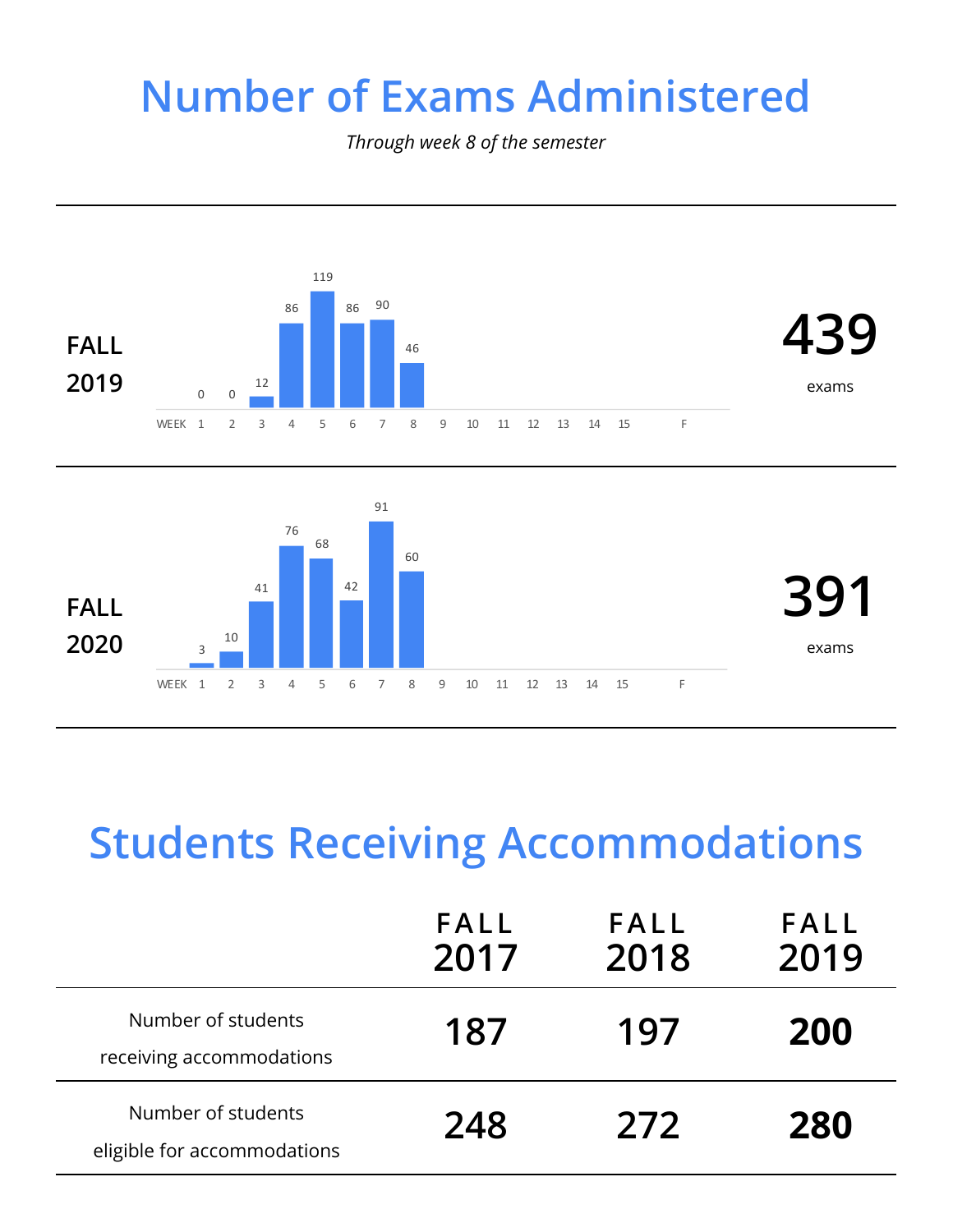# Number of Exams Administered

*Through week 8 of the semester*

**FALL 2019** — **439** exams

| WEEK | 1 | 2 | 3 | 4 | 5 | 6 | 7 | 8 | 9 | 10 | 11 | 12 | 13 | 14 | 15 | F |
|---|---|---|---|---|---|---|---|---|---|---|---|---|---|---|---|---|
| Exams | 0 | 0 | 12 | 86 | 119 | 86 | 90 | 46 | | | | | | | | |

**FALL 2020** — **391** exams

| WEEK | 1 | 2 | 3 | 4 | 5 | 6 | 7 | 8 | 9 | 10 | 11 | 12 | 13 | 14 | 15 | F |
|---|---|---|---|---|---|---|---|---|---|---|---|---|---|---|---|---|
| Exams | 3 | 10 | 41 | 76 | 68 | 42 | 91 | 60 | | | | | | | | |

# Students Receiving Accommodations

| | FALL 2017 | FALL 2018 | FALL 2019 |
|---|---|---|---|
| Number of students receiving accommodations | 187 | 197 | **200** |
| Number of students eligible for accommodations | 248 | 272 | **280** |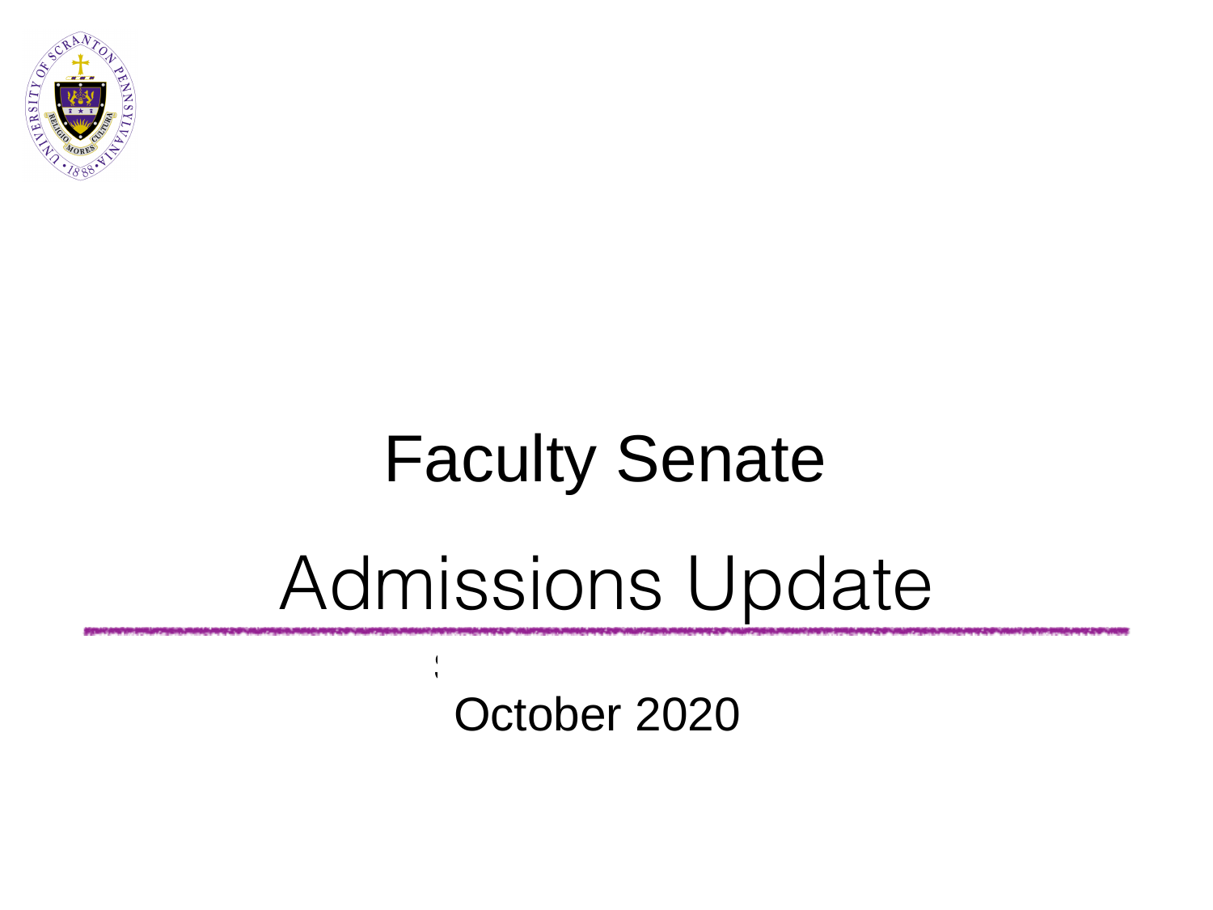# Faculty Senate

# Admissions Update

October 2020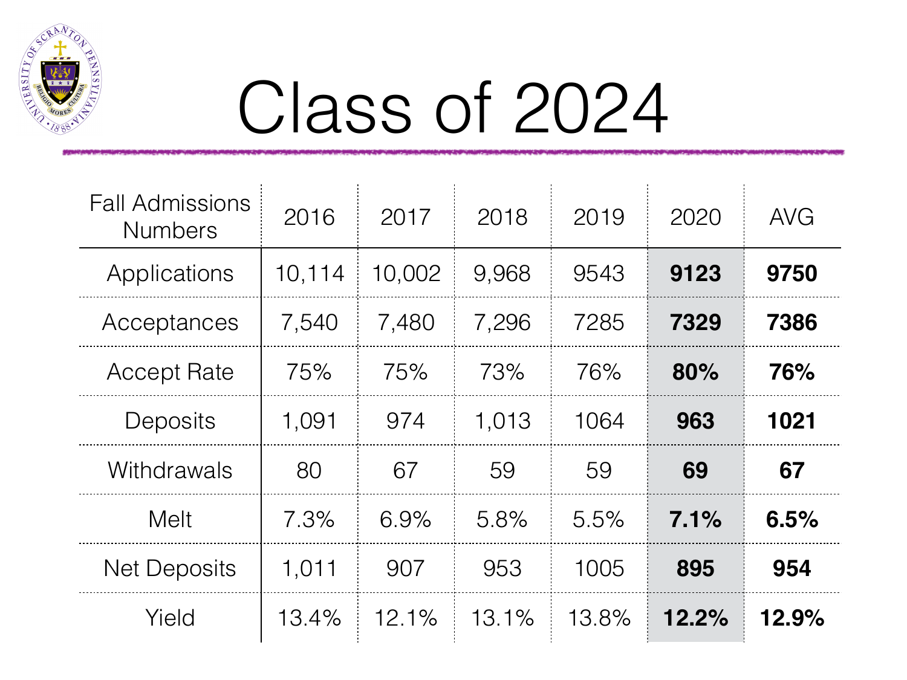# Class of 2024

| Fall Admissions Numbers | 2016 | 2017 | 2018 | 2019 | 2020 | AVG |
|---|---|---|---|---|---|---|
| Applications | 10,114 | 10,002 | 9,968 | 9543 | **9123** | **9750** |
| Acceptances | 7,540 | 7,480 | 7,296 | 7285 | **7329** | **7386** |
| Accept Rate | 75% | 75% | 73% | 76% | **80%** | **76%** |
| Deposits | 1,091 | 974 | 1,013 | 1064 | **963** | **1021** |
| Withdrawals | 80 | 67 | 59 | 59 | **69** | **67** |
| Melt | 7.3% | 6.9% | 5.8% | 5.5% | **7.1%** | **6.5%** |
| Net Deposits | 1,011 | 907 | 953 | 1005 | **895** | **954** |
| Yield | 13.4% | 12.1% | 13.1% | 13.8% | **12.2%** | **12.9%** |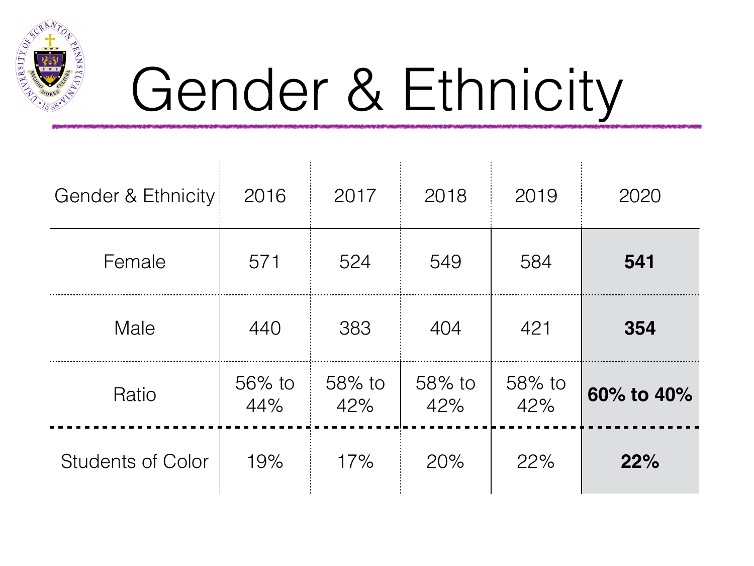# Gender & Ethnicity

| Gender & Ethnicity | 2016 | 2017 | 2018 | 2019 | 2020 |
|---|---|---|---|---|---|
| Female | 571 | 524 | 549 | 584 | **541** |
| Male | 440 | 383 | 404 | 421 | **354** |
| Ratio | 56% to 44% | 58% to 42% | 58% to 42% | 58% to 42% | **60% to 40%** |
| Students of Color | 19% | 17% | 20% | 22% | **22%** |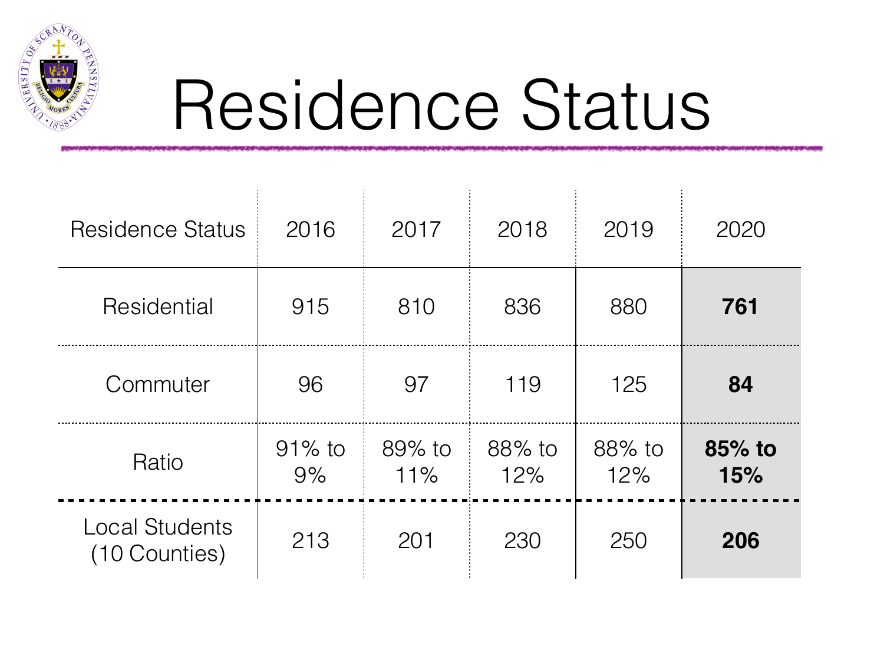# Residence Status

| Residence Status | 2016 | 2017 | 2018 | 2019 | 2020 |
|---|---|---|---|---|---|
| Residential | 915 | 810 | 836 | 880 | **761** |
| Commuter | 96 | 97 | 119 | 125 | **84** |
| Ratio | 91% to 9% | 89% to 11% | 88% to 12% | 88% to 12% | **85% to 15%** |
| Local Students (10 Counties) | 213 | 201 | 230 | 250 | **206** |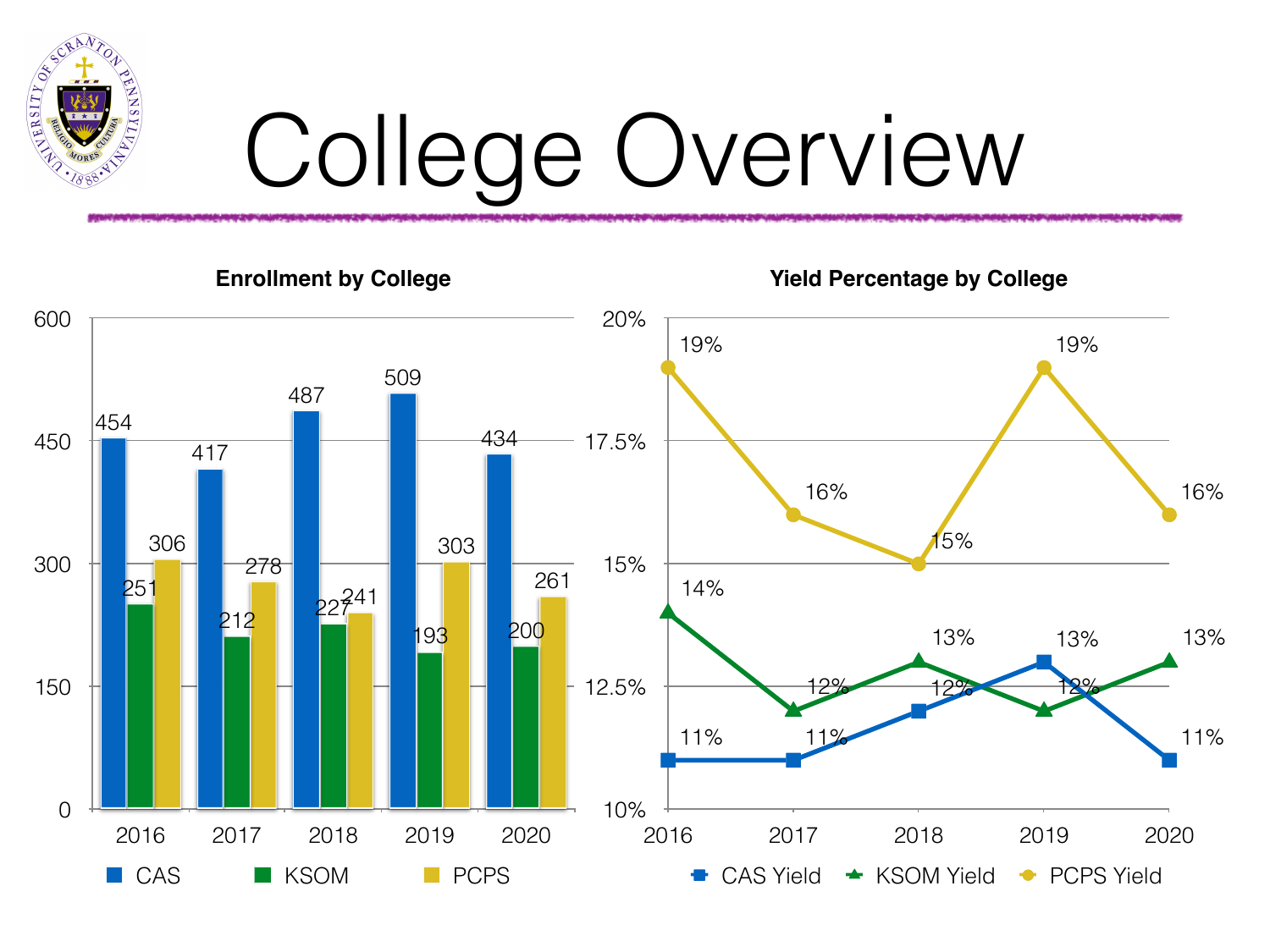# College Overview

**Enrollment by College**

| Year | CAS | KSOM | PCPS |
|---|---|---|---|
| 2016 | 454 | 251 | 306 |
| 2017 | 417 | 212 | 278 |
| 2018 | 487 | 227 | 241 |
| 2019 | 509 | 193 | 303 |
| 2020 | 434 | 200 | 261 |

**Yield Percentage by College**

| Year | CAS Yield | KSOM Yield | PCPS Yield |
|---|---|---|---|
| 2016 | 11% | 14% | 19% |
| 2017 | 11% | 12% | 16% |
| 2018 | 12% | 13% | 15% |
| 2019 | 13% | 12% | 19% |
| 2020 | 11% | 13% | 16% |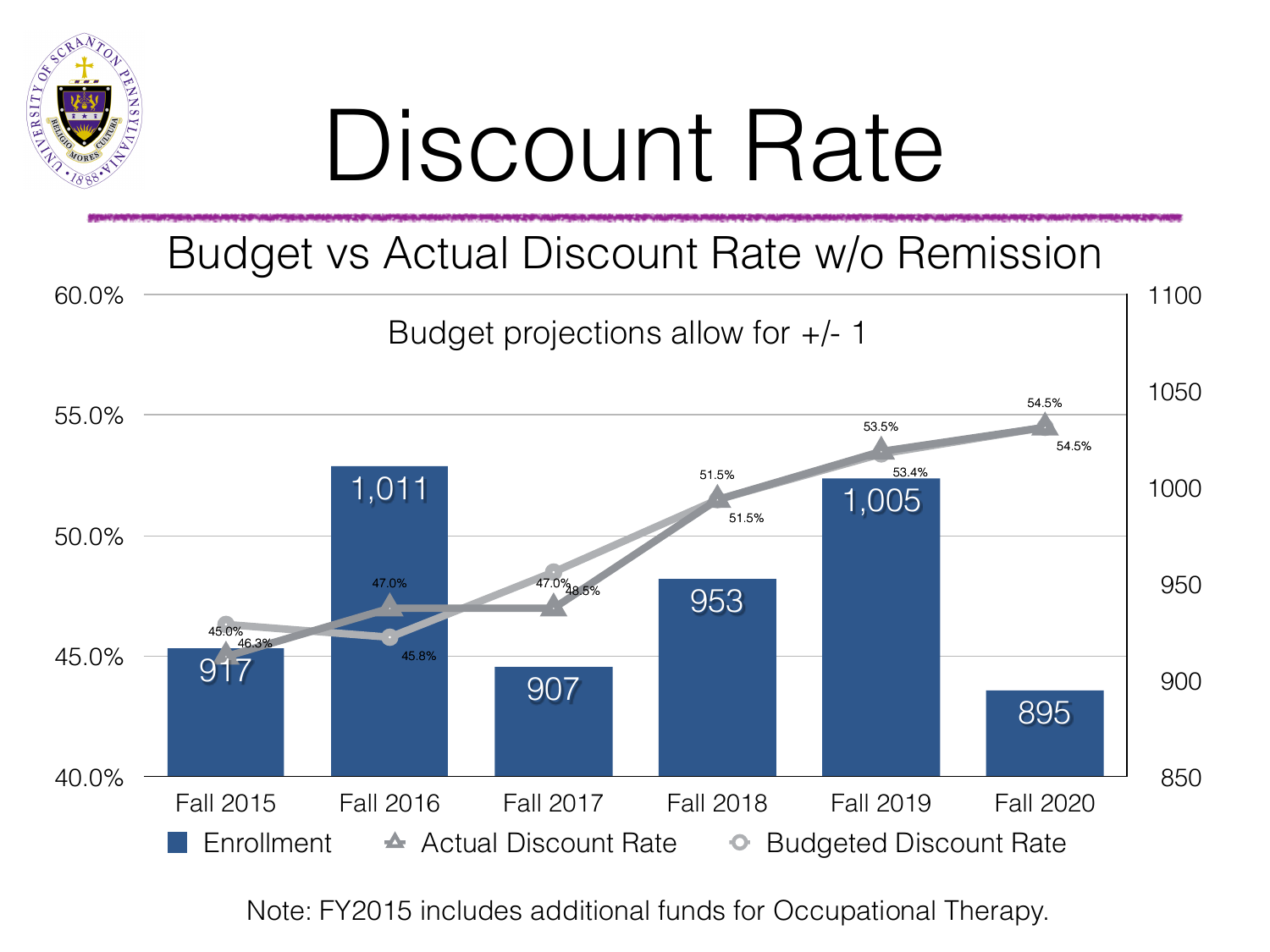# Discount Rate

## Budget vs Actual Discount Rate w/o Remission

Budget projections allow for +/- 1

| | Fall 2015 | Fall 2016 | Fall 2017 | Fall 2018 | Fall 2019 | Fall 2020 |
|---|---|---|---|---|---|---|
| Enrollment | 917 | 1,011 | 907 | 953 | 1,005 | 895 |
| Actual Discount Rate | 45.0% | 47.0% | 47.0% | 51.5% | 53.5% | 54.5% |
| Budgeted Discount Rate | 46.3% | 45.8% | 48.5% | 51.5% | 53.4% | 54.5% |

Note: FY2015 includes additional funds for Occupational Therapy.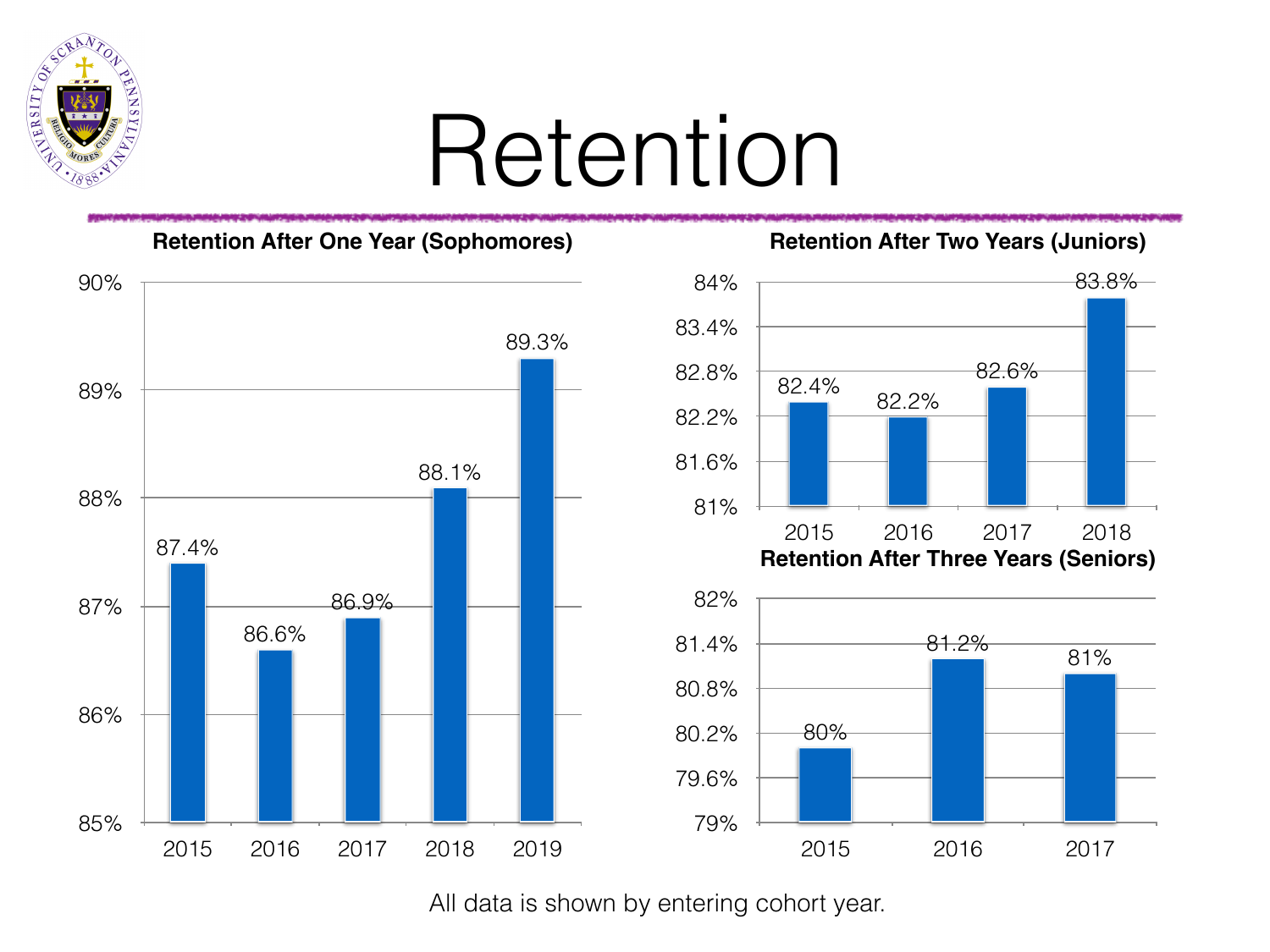# Retention

**Retention After One Year (Sophomores)**

90%
89%
88%
87%
86%
85%

87.4%
86.6%
86.9%
88.1%
89.3%

2015
2016
2017
2018
2019

**Retention After Two Years (Juniors)**

84%
83.4%
82.8%
82.2%
81.6%
81%

82.4%
82.2%
82.6%
83.8%

2015
2016
2017
2018

**Retention After Three Years (Seniors)**

82%
81.4%
80.8%
80.2%
79.6%
79%

80%
81.2%
81%

2015
2016
2017

All data is shown by entering cohort year.